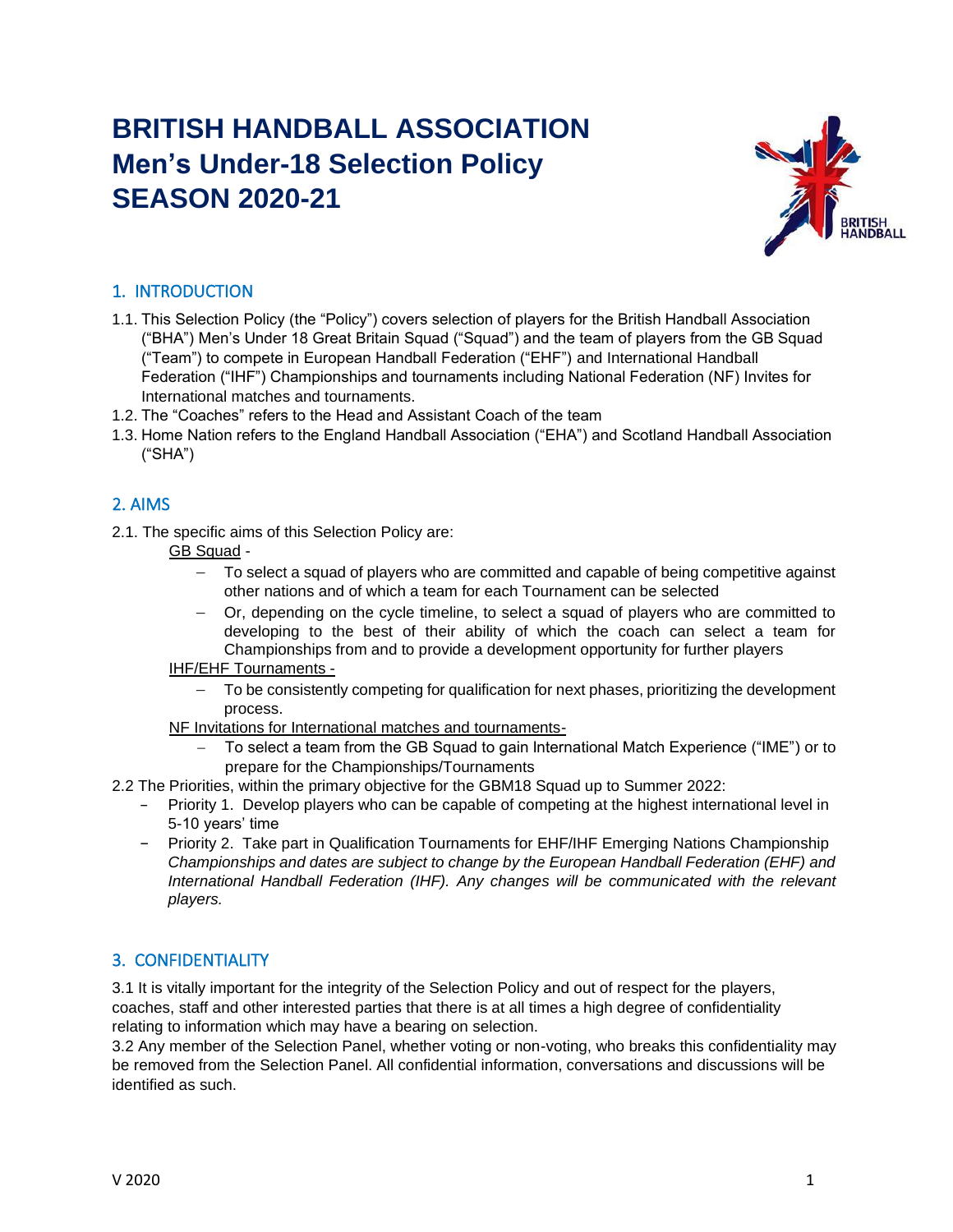# BRITISH HANDBALL ASSOCIATION
# Men's Under-18 Selection Policy
# SEASON 2020-21

## 1. INTRODUCTION

1.1. This Selection Policy (the "Policy") covers selection of players for the British Handball Association ("BHA") Men's Under 18 Great Britain Squad ("Squad") and the team of players from the GB Squad ("Team") to compete in European Handball Federation ("EHF") and International Handball Federation ("IHF") Championships and tournaments including National Federation (NF) Invites for International matches and tournaments.

1.2. The "Coaches" refers to the Head and Assistant Coach of the team

1.3. Home Nation refers to the England Handball Association ("EHA") and Scotland Handball Association ("SHA")

## 2. AIMS

2.1. The specific aims of this Selection Policy are:

GB Squad -

- To select a squad of players who are committed and capable of being competitive against other nations and of which a team for each Tournament can be selected
- Or, depending on the cycle timeline, to select a squad of players who are committed to developing to the best of their ability of which the coach can select a team for Championships from and to provide a development opportunity for further players

IHF/EHF Tournaments -

- To be consistently competing for qualification for next phases, prioritizing the development process.

NF Invitations for International matches and tournaments-

- To select a team from the GB Squad to gain International Match Experience ("IME") or to prepare for the Championships/Tournaments

2.2 The Priorities, within the primary objective for the GBM18 Squad up to Summer 2022:

- Priority 1. Develop players who can be capable of competing at the highest international level in 5-10 years' time
- Priority 2. Take part in Qualification Tournaments for EHF/IHF Emerging Nations Championship *Championships and dates are subject to change by the European Handball Federation (EHF) and International Handball Federation (IHF). Any changes will be communicated with the relevant players.*

## 3. CONFIDENTIALITY

3.1 It is vitally important for the integrity of the Selection Policy and out of respect for the players, coaches, staff and other interested parties that there is at all times a high degree of confidentiality relating to information which may have a bearing on selection.

3.2 Any member of the Selection Panel, whether voting or non-voting, who breaks this confidentiality may be removed from the Selection Panel. All confidential information, conversations and discussions will be identified as such.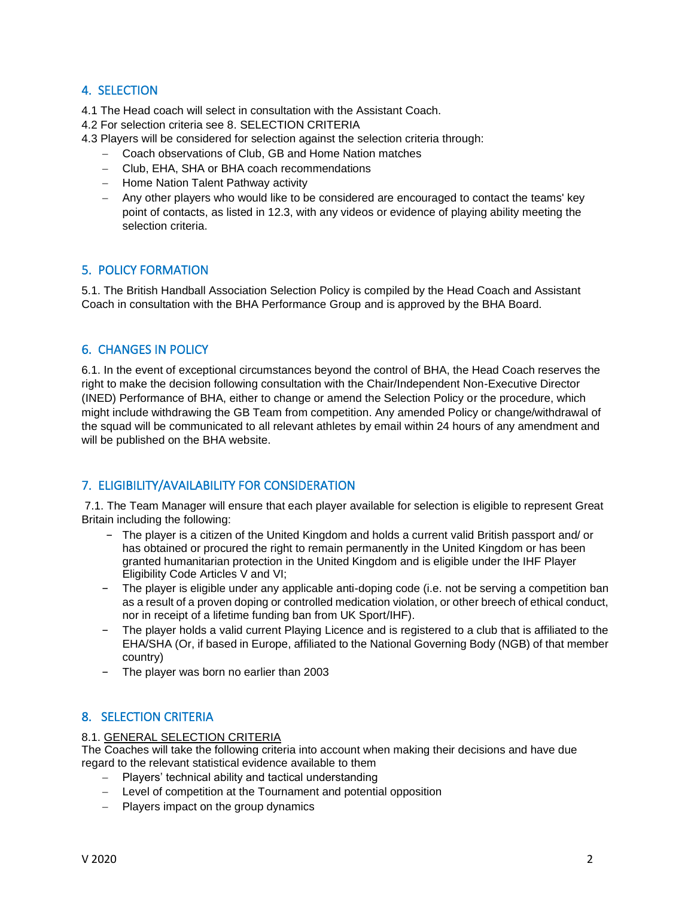## 4. SELECTION

4.1 The Head coach will select in consultation with the Assistant Coach.
4.2 For selection criteria see 8. SELECTION CRITERIA
4.3 Players will be considered for selection against the selection criteria through:

- Coach observations of Club, GB and Home Nation matches
- Club, EHA, SHA or BHA coach recommendations
- Home Nation Talent Pathway activity
- Any other players who would like to be considered are encouraged to contact the teams' key point of contacts, as listed in 12.3, with any videos or evidence of playing ability meeting the selection criteria.

## 5. POLICY FORMATION

5.1. The British Handball Association Selection Policy is compiled by the Head Coach and Assistant Coach in consultation with the BHA Performance Group and is approved by the BHA Board.

## 6. CHANGES IN POLICY

6.1. In the event of exceptional circumstances beyond the control of BHA, the Head Coach reserves the right to make the decision following consultation with the Chair/Independent Non-Executive Director (INED) Performance of BHA, either to change or amend the Selection Policy or the procedure, which might include withdrawing the GB Team from competition. Any amended Policy or change/withdrawal of the squad will be communicated to all relevant athletes by email within 24 hours of any amendment and will be published on the BHA website.

## 7. ELIGIBILITY/AVAILABILITY FOR CONSIDERATION

7.1. The Team Manager will ensure that each player available for selection is eligible to represent Great Britain including the following:

- The player is a citizen of the United Kingdom and holds a current valid British passport and/ or has obtained or procured the right to remain permanently in the United Kingdom or has been granted humanitarian protection in the United Kingdom and is eligible under the IHF Player Eligibility Code Articles V and VI;
- The player is eligible under any applicable anti-doping code (i.e. not be serving a competition ban as a result of a proven doping or controlled medication violation, or other breech of ethical conduct, nor in receipt of a lifetime funding ban from UK Sport/IHF).
- The player holds a valid current Playing Licence and is registered to a club that is affiliated to the EHA/SHA (Or, if based in Europe, affiliated to the National Governing Body (NGB) of that member country)
- The player was born no earlier than 2003

## 8. SELECTION CRITERIA

8.1. <u>GENERAL SELECTION CRITERIA</u>
The Coaches will take the following criteria into account when making their decisions and have due regard to the relevant statistical evidence available to them

- Players' technical ability and tactical understanding
- Level of competition at the Tournament and potential opposition
- Players impact on the group dynamics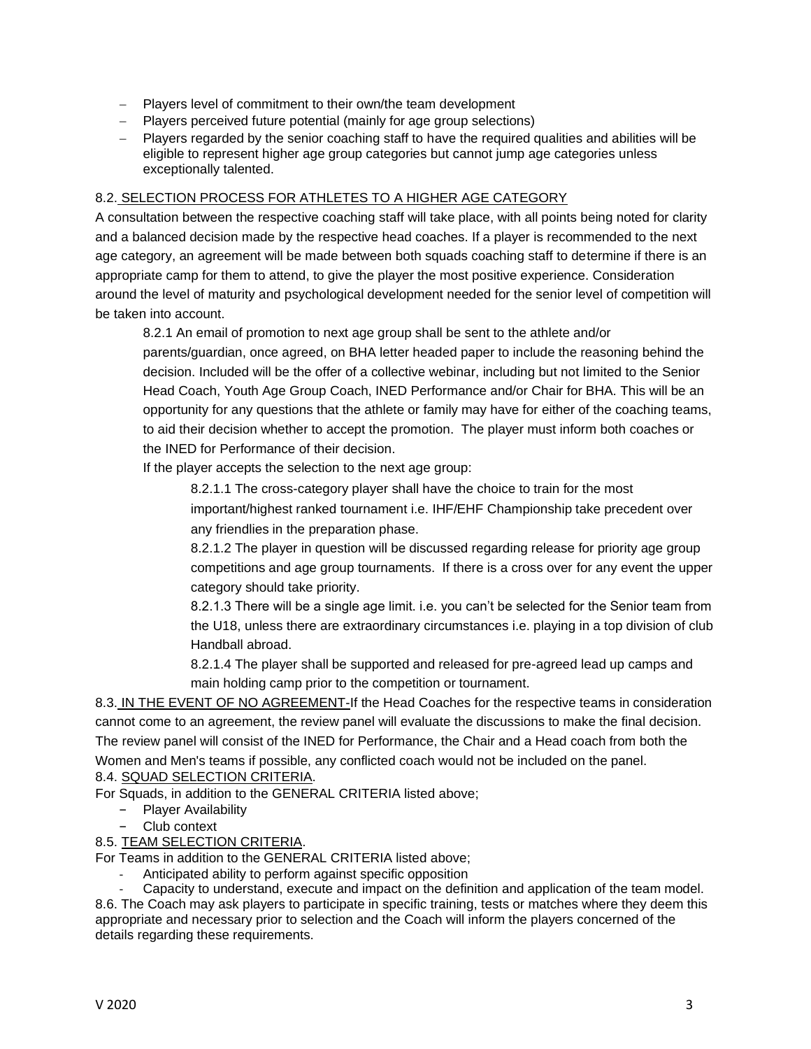- Players level of commitment to their own/the team development
- Players perceived future potential (mainly for age group selections)
- Players regarded by the senior coaching staff to have the required qualities and abilities will be eligible to represent higher age group categories but cannot jump age categories unless exceptionally talented.

8.2. <u>SELECTION PROCESS FOR ATHLETES TO A HIGHER AGE CATEGORY</u>

A consultation between the respective coaching staff will take place, with all points being noted for clarity and a balanced decision made by the respective head coaches. If a player is recommended to the next age category, an agreement will be made between both squads coaching staff to determine if there is an appropriate camp for them to attend, to give the player the most positive experience. Consideration around the level of maturity and psychological development needed for the senior level of competition will be taken into account.

> 8.2.1 An email of promotion to next age group shall be sent to the athlete and/or parents/guardian, once agreed, on BHA letter headed paper to include the reasoning behind the decision. Included will be the offer of a collective webinar, including but not limited to the Senior Head Coach, Youth Age Group Coach, INED Performance and/or Chair for BHA. This will be an opportunity for any questions that the athlete or family may have for either of the coaching teams, to aid their decision whether to accept the promotion. The player must inform both coaches or the INED for Performance of their decision.
>
> If the player accepts the selection to the next age group:
>
> > 8.2.1.1 The cross-category player shall have the choice to train for the most important/highest ranked tournament i.e. IHF/EHF Championship take precedent over any friendlies in the preparation phase.
> >
> > 8.2.1.2 The player in question will be discussed regarding release for priority age group competitions and age group tournaments. If there is a cross over for any event the upper category should take priority.
> >
> > 8.2.1.3 There will be a single age limit. i.e. you can't be selected for the Senior team from the U18, unless there are extraordinary circumstances i.e. playing in a top division of club Handball abroad.
> >
> > 8.2.1.4 The player shall be supported and released for pre-agreed lead up camps and main holding camp prior to the competition or tournament.

8.3. <u>IN THE EVENT OF NO AGREEMENT</u>-If the Head Coaches for the respective teams in consideration cannot come to an agreement, the review panel will evaluate the discussions to make the final decision. The review panel will consist of the INED for Performance, the Chair and a Head coach from both the Women and Men's teams if possible, any conflicted coach would not be included on the panel.

8.4. <u>SQUAD SELECTION CRITERIA</u>.

For Squads, in addition to the GENERAL CRITERIA listed above;

- Player Availability
- Club context

8.5. <u>TEAM SELECTION CRITERIA</u>.

For Teams in addition to the GENERAL CRITERIA listed above;

- Anticipated ability to perform against specific opposition
- Capacity to understand, execute and impact on the definition and application of the team model.

8.6. The Coach may ask players to participate in specific training, tests or matches where they deem this appropriate and necessary prior to selection and the Coach will inform the players concerned of the details regarding these requirements.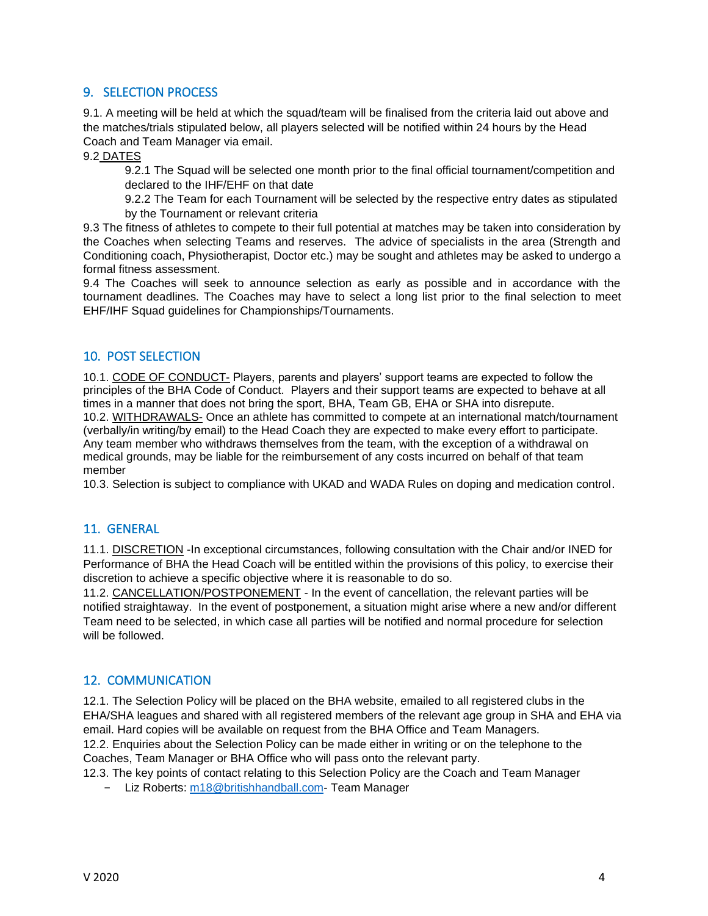## 9. SELECTION PROCESS

9.1. A meeting will be held at which the squad/team will be finalised from the criteria laid out above and the matches/trials stipulated below, all players selected will be notified within 24 hours by the Head Coach and Team Manager via email.

9.2 <u>DATES</u>

9.2.1 The Squad will be selected one month prior to the final official tournament/competition and declared to the IHF/EHF on that date

9.2.2 The Team for each Tournament will be selected by the respective entry dates as stipulated by the Tournament or relevant criteria

9.3 The fitness of athletes to compete to their full potential at matches may be taken into consideration by the Coaches when selecting Teams and reserves. The advice of specialists in the area (Strength and Conditioning coach, Physiotherapist, Doctor etc.) may be sought and athletes may be asked to undergo a formal fitness assessment.

9.4 The Coaches will seek to announce selection as early as possible and in accordance with the tournament deadlines. The Coaches may have to select a long list prior to the final selection to meet EHF/IHF Squad guidelines for Championships/Tournaments.

## 10. POST SELECTION

10.1. <u>CODE OF CONDUCT-</u> Players, parents and players' support teams are expected to follow the principles of the BHA Code of Conduct. Players and their support teams are expected to behave at all times in a manner that does not bring the sport, BHA, Team GB, EHA or SHA into disrepute.

10.2. <u>WITHDRAWALS-</u> Once an athlete has committed to compete at an international match/tournament (verbally/in writing/by email) to the Head Coach they are expected to make every effort to participate. Any team member who withdraws themselves from the team, with the exception of a withdrawal on medical grounds, may be liable for the reimbursement of any costs incurred on behalf of that team member

10.3. Selection is subject to compliance with UKAD and WADA Rules on doping and medication control.

## 11. GENERAL

11.1. <u>DISCRETION</u> -In exceptional circumstances, following consultation with the Chair and/or INED for Performance of BHA the Head Coach will be entitled within the provisions of this policy, to exercise their discretion to achieve a specific objective where it is reasonable to do so.

11.2. <u>CANCELLATION/POSTPONEMENT</u> - In the event of cancellation, the relevant parties will be notified straightaway. In the event of postponement, a situation might arise where a new and/or different Team need to be selected, in which case all parties will be notified and normal procedure for selection will be followed.

## 12. COMMUNICATION

12.1. The Selection Policy will be placed on the BHA website, emailed to all registered clubs in the EHA/SHA leagues and shared with all registered members of the relevant age group in SHA and EHA via email. Hard copies will be available on request from the BHA Office and Team Managers.

12.2. Enquiries about the Selection Policy can be made either in writing or on the telephone to the Coaches, Team Manager or BHA Office who will pass onto the relevant party.

12.3. The key points of contact relating to this Selection Policy are the Coach and Team Manager

- Liz Roberts: m18@britishhandball.com- Team Manager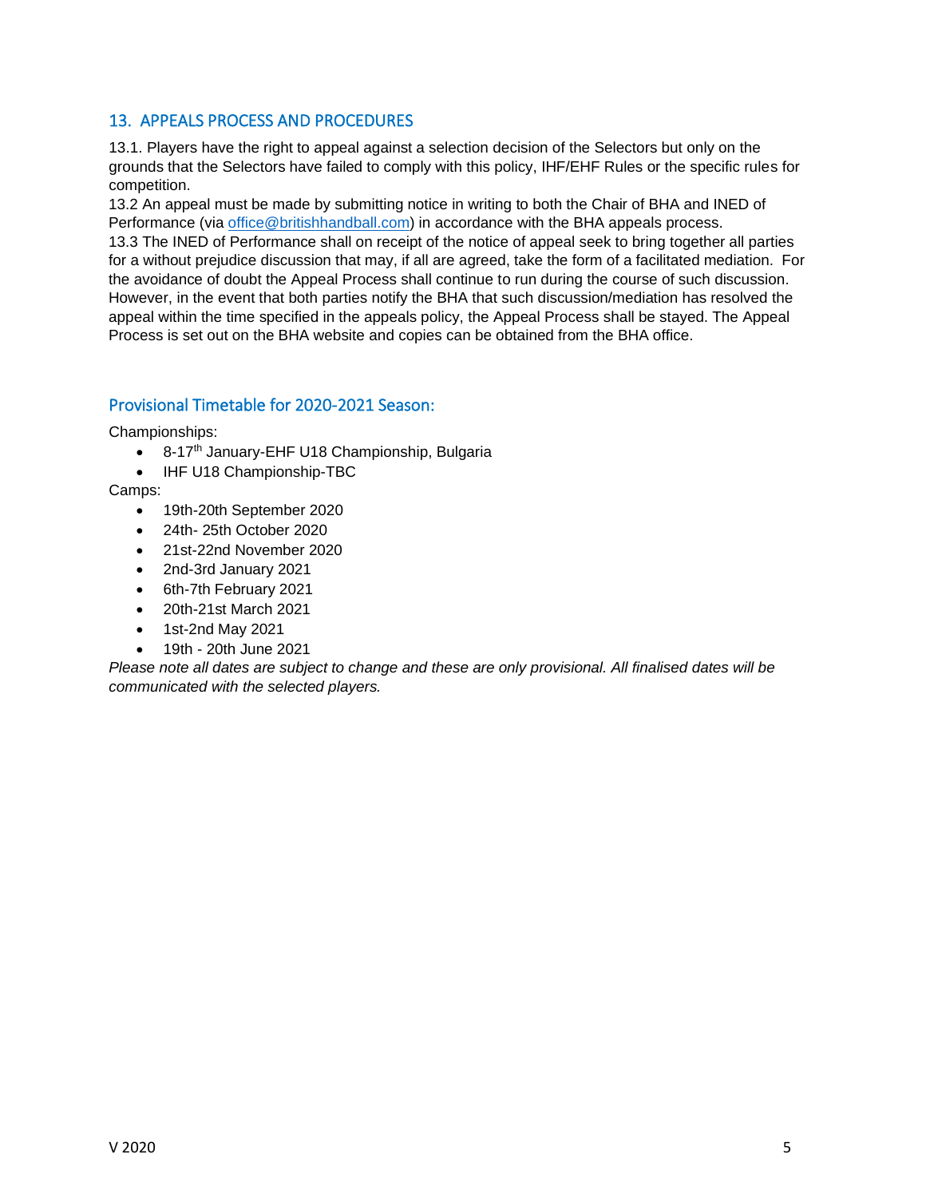## 13. APPEALS PROCESS AND PROCEDURES

13.1. Players have the right to appeal against a selection decision of the Selectors but only on the grounds that the Selectors have failed to comply with this policy, IHF/EHF Rules or the specific rules for competition.

13.2 An appeal must be made by submitting notice in writing to both the Chair of BHA and INED of Performance (via office@britishhandball.com) in accordance with the BHA appeals process.

13.3 The INED of Performance shall on receipt of the notice of appeal seek to bring together all parties for a without prejudice discussion that may, if all are agreed, take the form of a facilitated mediation. For the avoidance of doubt the Appeal Process shall continue to run during the course of such discussion. However, in the event that both parties notify the BHA that such discussion/mediation has resolved the appeal within the time specified in the appeals policy, the Appeal Process shall be stayed. The Appeal Process is set out on the BHA website and copies can be obtained from the BHA office.

## Provisional Timetable for 2020-2021 Season:

Championships:

- 8-17th January-EHF U18 Championship, Bulgaria
- IHF U18 Championship-TBC

Camps:

- 19th-20th September 2020
- 24th- 25th October 2020
- 21st-22nd November 2020
- 2nd-3rd January 2021
- 6th-7th February 2021
- 20th-21st March 2021
- 1st-2nd May 2021
- 19th - 20th June 2021

*Please note all dates are subject to change and these are only provisional. All finalised dates will be communicated with the selected players.*